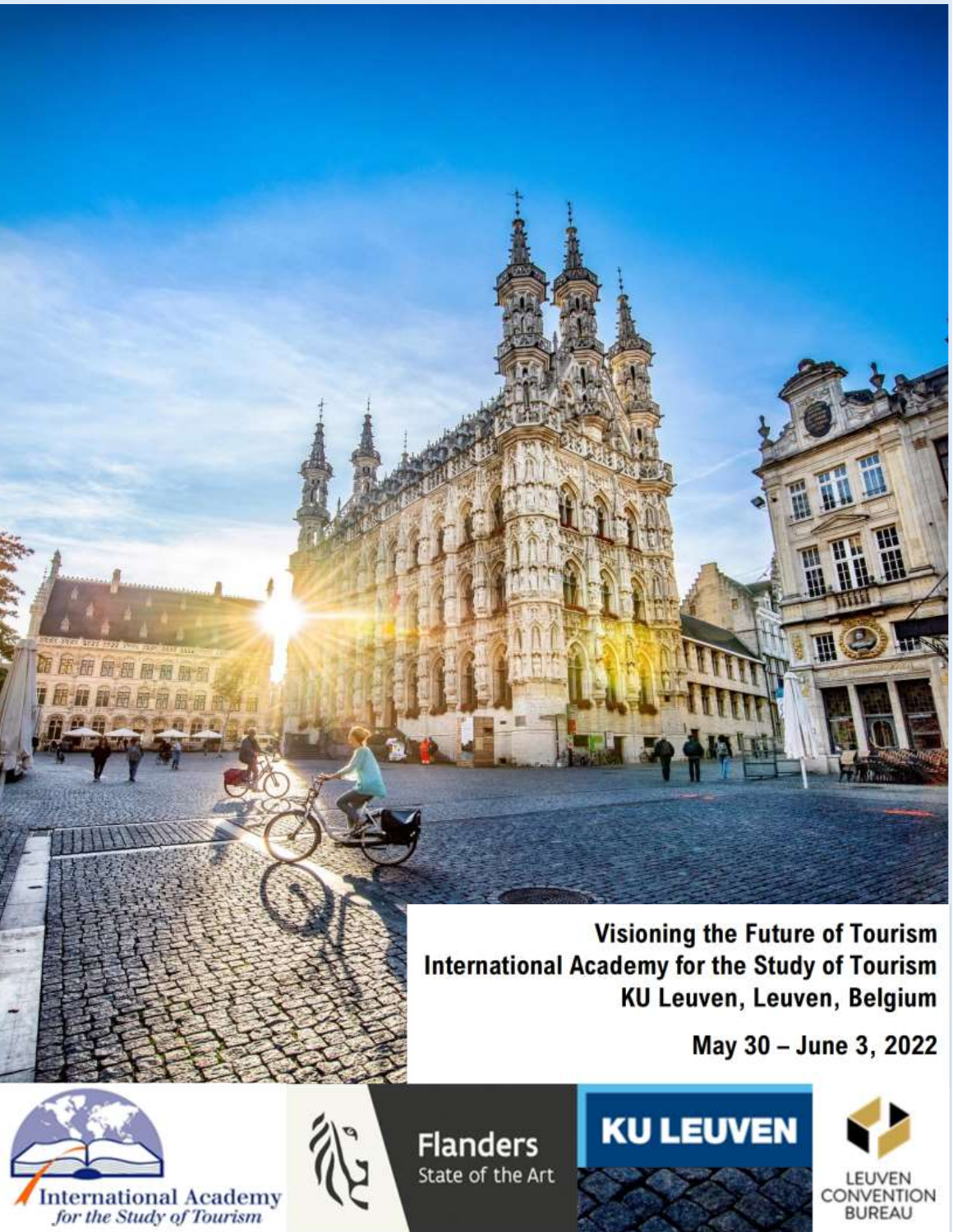# Visioning the Future of Tourism

## International Academy for the Study of Tourism

## KU Leuven, Leuven, Belgium

**May 30 – June 3, 2022**

International Academy *for the Study of Tourism*

Flanders
State of the Art

KU LEUVEN

LEUVEN CONVENTION BUREAU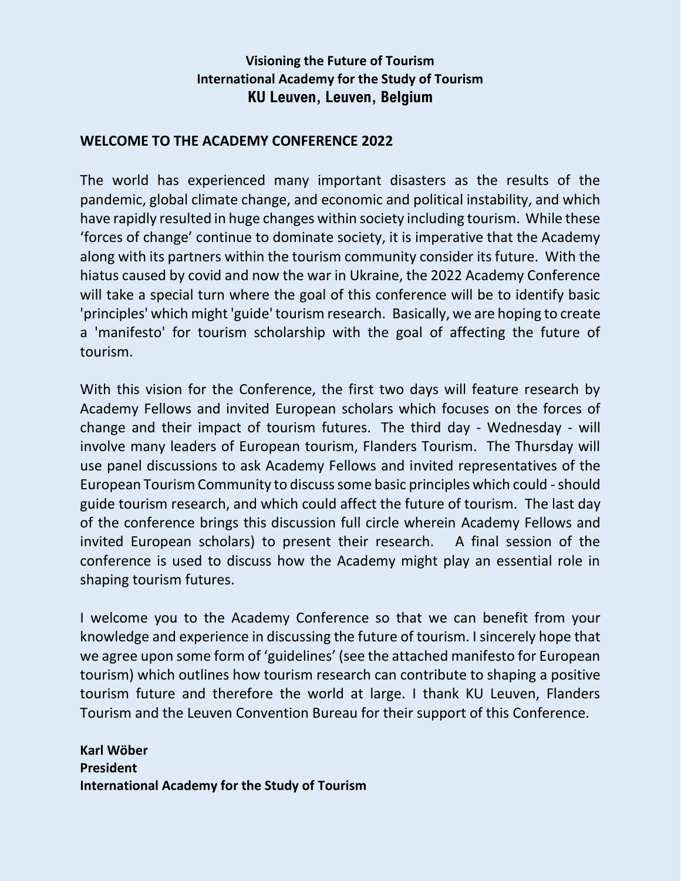**Visioning the Future of Tourism**
**International Academy for the Study of Tourism**
**KU Leuven, Leuven, Belgium**

## WELCOME TO THE ACADEMY CONFERENCE 2022

The world has experienced many important disasters as the results of the pandemic, global climate change, and economic and political instability, and which have rapidly resulted in huge changes within society including tourism. While these 'forces of change' continue to dominate society, it is imperative that the Academy along with its partners within the tourism community consider its future. With the hiatus caused by covid and now the war in Ukraine, the 2022 Academy Conference will take a special turn where the goal of this conference will be to identify basic 'principles' which might 'guide' tourism research. Basically, we are hoping to create a 'manifesto' for tourism scholarship with the goal of affecting the future of tourism.

With this vision for the Conference, the first two days will feature research by Academy Fellows and invited European scholars which focuses on the forces of change and their impact of tourism futures. The third day - Wednesday - will involve many leaders of European tourism, Flanders Tourism. The Thursday will use panel discussions to ask Academy Fellows and invited representatives of the European Tourism Community to discuss some basic principles which could - should guide tourism research, and which could affect the future of tourism. The last day of the conference brings this discussion full circle wherein Academy Fellows and invited European scholars) to present their research. A final session of the conference is used to discuss how the Academy might play an essential role in shaping tourism futures.

I welcome you to the Academy Conference so that we can benefit from your knowledge and experience in discussing the future of tourism. I sincerely hope that we agree upon some form of 'guidelines' (see the attached manifesto for European tourism) which outlines how tourism research can contribute to shaping a positive tourism future and therefore the world at large. I thank KU Leuven, Flanders Tourism and the Leuven Convention Bureau for their support of this Conference.

**Karl Wöber**
**President**
**International Academy for the Study of Tourism**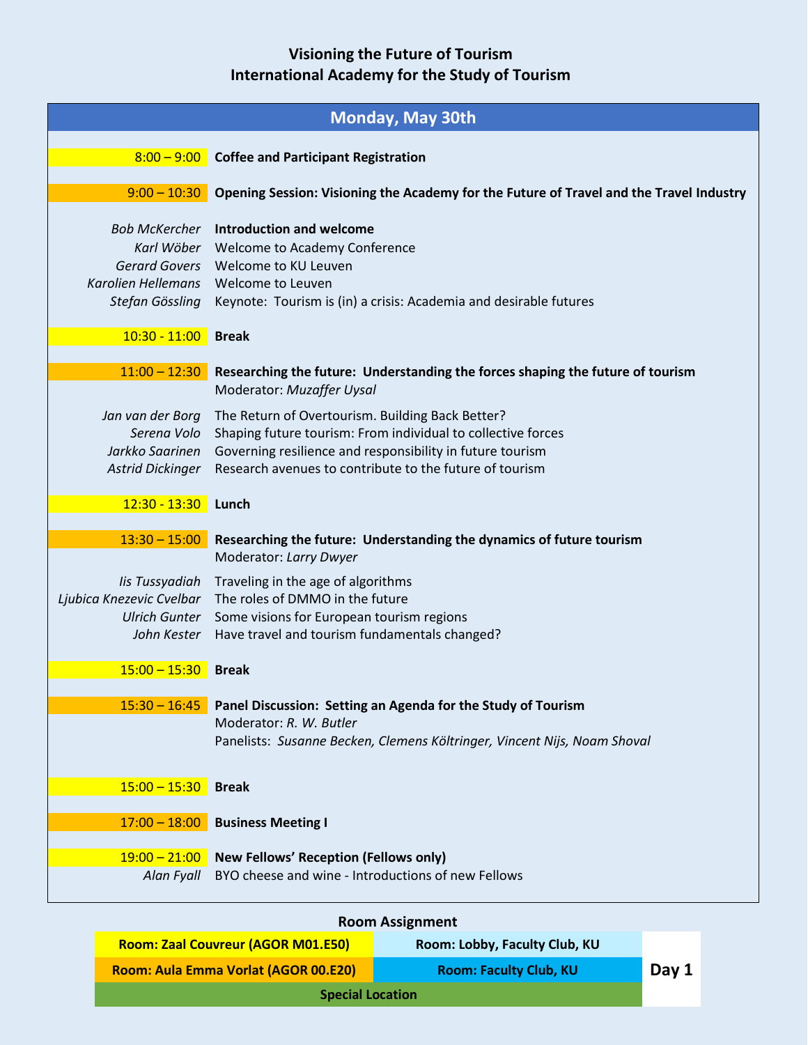# Visioning the Future of Tourism
## International Academy for the Study of Tourism

## Monday, May 30th

| Time / Speaker | Session |
|---|---|
| 8:00 – 9:00 | **Coffee and Participant Registration** |
| 9:00 – 10:30 | **Opening Session: Visioning the Academy for the Future of Travel and the Travel Industry** |
| *Bob McKercher* | **Introduction and welcome** |
| *Karl Wöber* | Welcome to Academy Conference |
| *Gerard Govers* | Welcome to KU Leuven |
| *Karolien Hellemans* | Welcome to Leuven |
| *Stefan Gössling* | Keynote: Tourism is (in) a crisis: Academia and desirable futures |
| 10:30 - 11:00 | **Break** |
| 11:00 – 12:30 | **Researching the future: Understanding the forces shaping the future of tourism**<br>Moderator: *Muzaffer Uysal* |
| *Jan van der Borg* | The Return of Overtourism. Building Back Better? |
| *Serena Volo* | Shaping future tourism: From individual to collective forces |
| *Jarkko Saarinen* | Governing resilience and responsibility in future tourism |
| *Astrid Dickinger* | Research avenues to contribute to the future of tourism |
| 12:30 - 13:30 | **Lunch** |
| 13:30 – 15:00 | **Researching the future: Understanding the dynamics of future tourism**<br>Moderator: *Larry Dwyer* |
| *Iis Tussyadiah* | Traveling in the age of algorithms |
| *Ljubica Knezevic Cvelbar* | The roles of DMMO in the future |
| *Ulrich Gunter* | Some visions for European tourism regions |
| *John Kester* | Have travel and tourism fundamentals changed? |
| 15:00 – 15:30 | **Break** |
| 15:30 – 16:45 | **Panel Discussion: Setting an Agenda for the Study of Tourism**<br>Moderator: *R. W. Butler*<br>Panelists: *Susanne Becken, Clemens Költringer, Vincent Nijs, Noam Shoval* |
| 15:00 – 15:30 | **Break** |
| 17:00 – 18:00 | **Business Meeting I** |
| 19:00 – 21:00 | **New Fellows' Reception (Fellows only)** |
| *Alan Fyall* | BYO cheese and wine - Introductions of new Fellows |

### Room Assignment

| | | |
|---|---|---|
| Room: Zaal Couvreur (AGOR M01.E50) | Room: Lobby, Faculty Club, KU | **Day 1** |
| Room: Aula Emma Vorlat (AGOR 00.E20) | Room: Faculty Club, KU | |
| Special Location | | |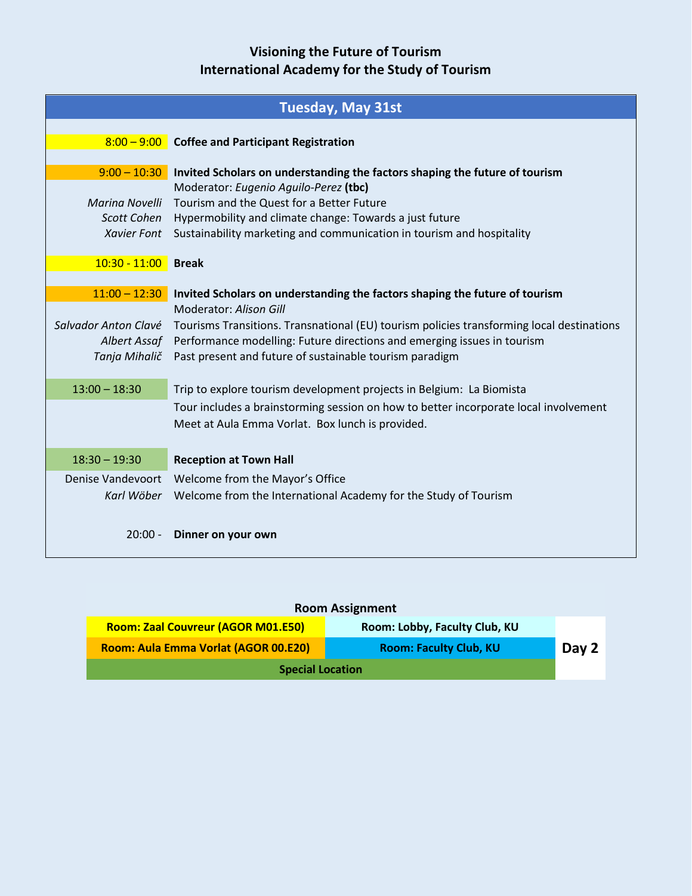# Visioning the Future of Tourism
# International Academy for the Study of Tourism

## Tuesday, May 31st

| | |
|---|---|
| 8:00 – 9:00 | **Coffee and Participant Registration** |
| 9:00 – 10:30 | **Invited Scholars on understanding the factors shaping the future of tourism** |
| | Moderator: *Eugenio Aguilo-Perez* **(tbc)** |
| *Marina Novelli* | Tourism and the Quest for a Better Future |
| *Scott Cohen* | Hypermobility and climate change: Towards a just future |
| *Xavier Font* | Sustainability marketing and communication in tourism and hospitality |
| 10:30 - 11:00 | **Break** |
| 11:00 – 12:30 | **Invited Scholars on understanding the factors shaping the future of tourism** |
| | Moderator: *Alison Gill* |
| *Salvador Anton Clavé* | Tourisms Transitions. Transnational (EU) tourism policies transforming local destinations |
| *Albert Assaf* | Performance modelling: Future directions and emerging issues in tourism |
| *Tanja Mihalič* | Past present and future of sustainable tourism paradigm |
| 13:00 – 18:30 | Trip to explore tourism development projects in Belgium: La Biomista |
| | Tour includes a brainstorming session on how to better incorporate local involvement |
| | Meet at Aula Emma Vorlat. Box lunch is provided. |
| 18:30 – 19:30 | **Reception at Town Hall** |
| Denise Vandevoort | Welcome from the Mayor's Office |
| *Karl Wöber* | Welcome from the International Academy for the Study of Tourism |
| 20:00 - | **Dinner on your own** |

**Room Assignment**

| | | |
|---|---|---|
| **Room: Zaal Couvreur (AGOR M01.E50)** | **Room: Lobby, Faculty Club, KU** | **Day 2** |
| **Room: Aula Emma Vorlat (AGOR 00.E20)** | **Room: Faculty Club, KU** | |
| **Special Location** | | |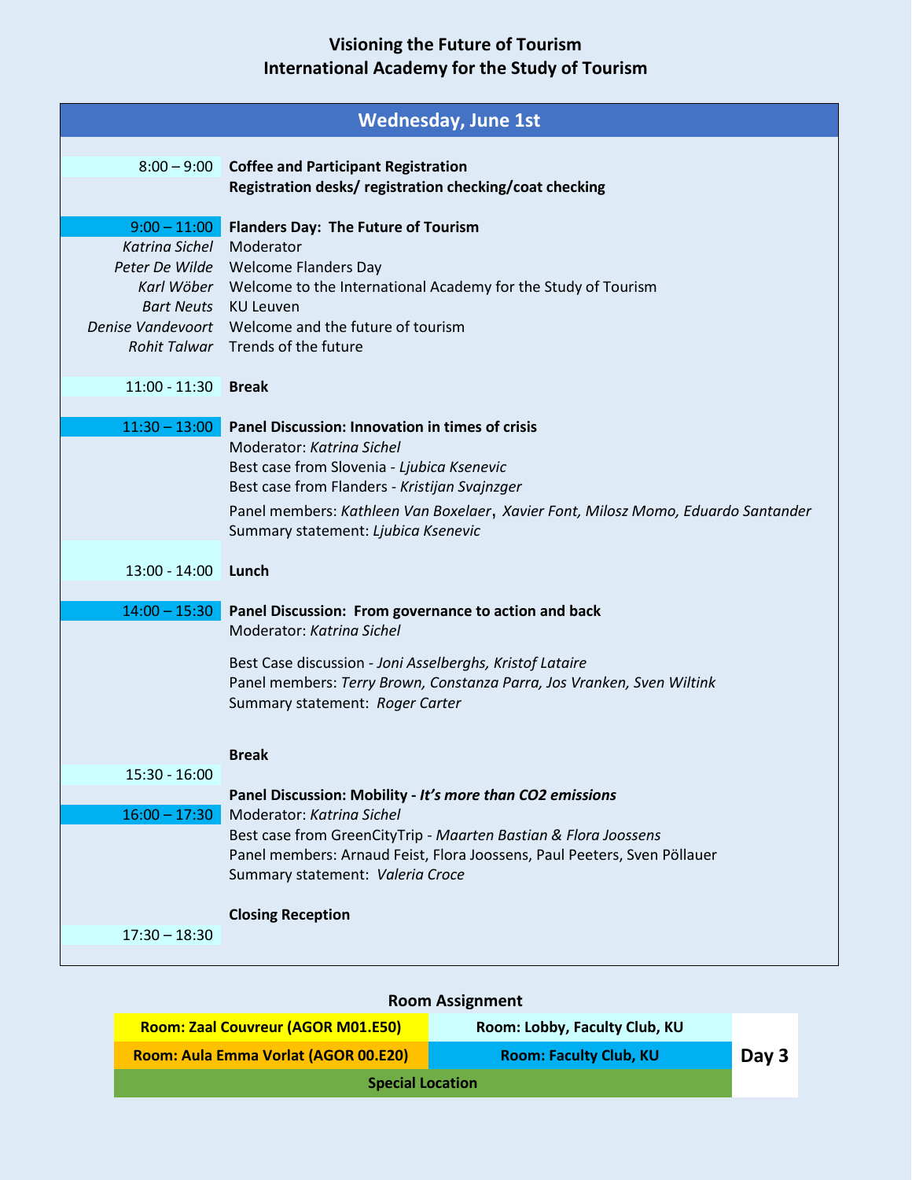# Visioning the Future of Tourism
## International Academy for the Study of Tourism

## Wednesday, June 1st

| | |
|---|---|
| 8:00 – 9:00 | **Coffee and Participant Registration**<br>**Registration desks/ registration checking/coat checking** |
| 9:00 – 11:00 | **Flanders Day: The Future of Tourism** |
| *Katrina Sichel* | Moderator |
| *Peter De Wilde* | Welcome Flanders Day |
| *Karl Wöber* | Welcome to the International Academy for the Study of Tourism |
| *Bart Neuts* | KU Leuven |
| *Denise Vandevoort* | Welcome and the future of tourism |
| *Rohit Talwar* | Trends of the future |
| 11:00 - 11:30 | **Break** |
| 11:30 – 13:00 | **Panel Discussion: Innovation in times of crisis**<br>Moderator: *Katrina Sichel*<br>Best case from Slovenia - *Ljubica Ksenevic*<br>Best case from Flanders - *Kristijan Svajnzger*<br>Panel members: *Kathleen Van Boxelaer*, *Xavier Font, Milosz Momo, Eduardo Santander*<br>Summary statement: *Ljubica Ksenevic* |
| 13:00 - 14:00 | **Lunch** |
| 14:00 – 15:30 | **Panel Discussion: From governance to action and back**<br>Moderator: *Katrina Sichel*<br>Best Case discussion - *Joni Asselberghs, Kristof Lataire*<br>Panel members: *Terry Brown, Constanza Parra, Jos Vranken, Sven Wiltink*<br>Summary statement: *Roger Carter* |
| 15:30 - 16:00 | **Break** |
| 16:00 – 17:30 | **Panel Discussion: Mobility - *It's more than CO2 emissions***<br>Moderator: *Katrina Sichel*<br>Best case from GreenCityTrip - *Maarten Bastian & Flora Joossens*<br>Panel members: Arnaud Feist, Flora Joossens, Paul Peeters, Sven Pöllauer<br>Summary statement: *Valeria Croce* |
| 17:30 – 18:30 | **Closing Reception** |

### Room Assignment

| | | |
|---|---|---|
| **Room: Zaal Couvreur (AGOR M01.E50)** | **Room: Lobby, Faculty Club, KU** | **Day 3** |
| **Room: Aula Emma Vorlat (AGOR 00.E20)** | **Room: Faculty Club, KU** | |
| **Special Location** | | |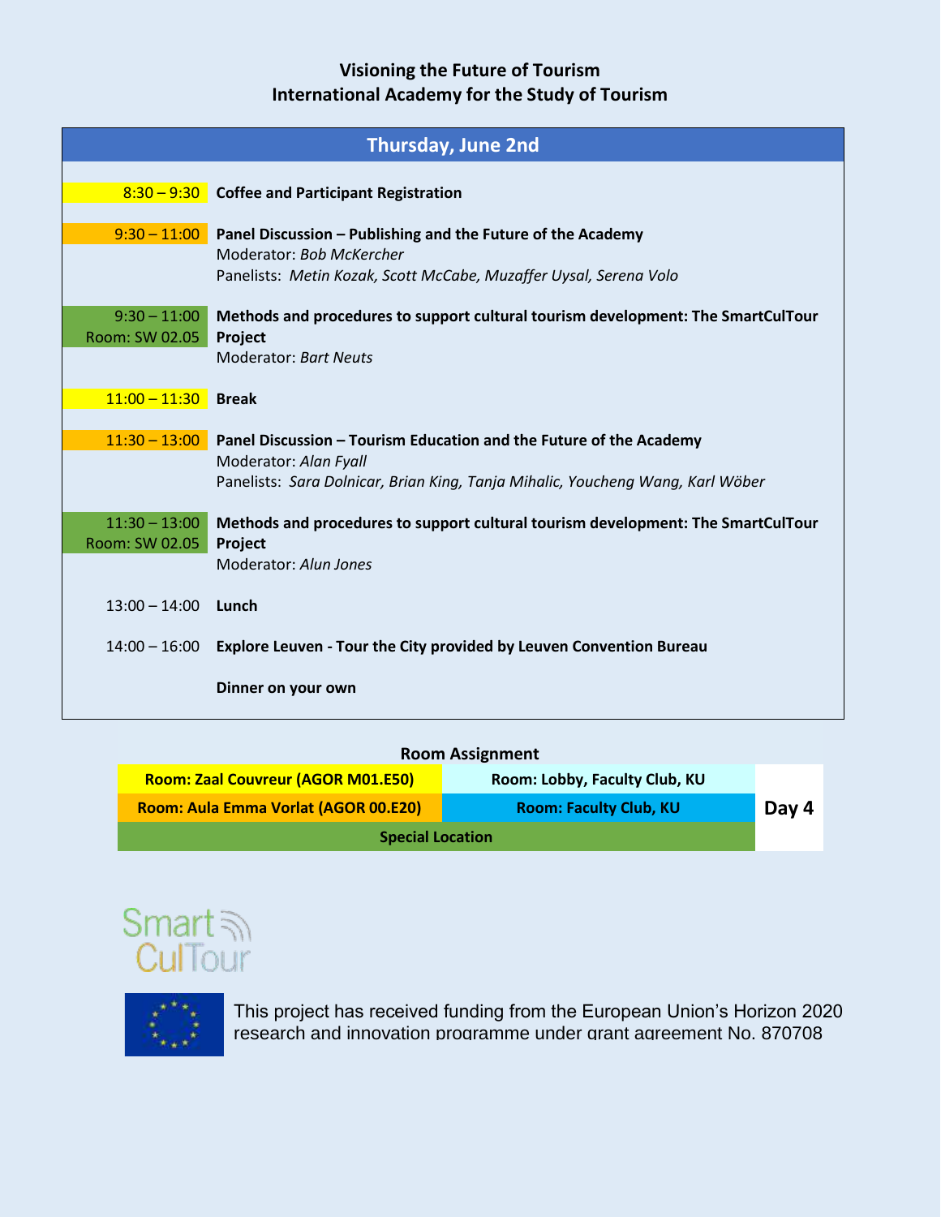**Visioning the Future of Tourism**
**International Academy for the Study of Tourism**

## Thursday, June 2nd

| Time | Session |
|---|---|
| 8:30 – 9:30 | **Coffee and Participant Registration** |
| 9:30 – 11:00 | **Panel Discussion – Publishing and the Future of the Academy**<br>Moderator: *Bob McKercher*<br>Panelists: *Metin Kozak, Scott McCabe, Muzaffer Uysal, Serena Volo* |
| 9:30 – 11:00<br>Room: SW 02.05 | **Methods and procedures to support cultural tourism development: The SmartCulTour Project**<br>Moderator: *Bart Neuts* |
| 11:00 – 11:30 | **Break** |
| 11:30 – 13:00 | **Panel Discussion – Tourism Education and the Future of the Academy**<br>Moderator: *Alan Fyall*<br>Panelists: *Sara Dolnicar, Brian King, Tanja Mihalic, Youcheng Wang, Karl Wöber* |
| 11:30 – 13:00<br>Room: SW 02.05 | **Methods and procedures to support cultural tourism development: The SmartCulTour Project**<br>Moderator: *Alun Jones* |
| 13:00 – 14:00 | **Lunch** |
| 14:00 – 16:00 | **Explore Leuven - Tour the City provided by Leuven Convention Bureau** |
| | **Dinner on your own** |

**Room Assignment**

| | | |
|---|---|---|
| **Room: Zaal Couvreur (AGOR M01.E50)** | **Room: Lobby, Faculty Club, KU** | **Day 4** |
| **Room: Aula Emma Vorlat (AGOR 00.E20)** | **Room: Faculty Club, KU** | |
| **Special Location** | | |

SmartCulTour

This project has received funding from the European Union's Horizon 2020 research and innovation programme under grant agreement No. 870708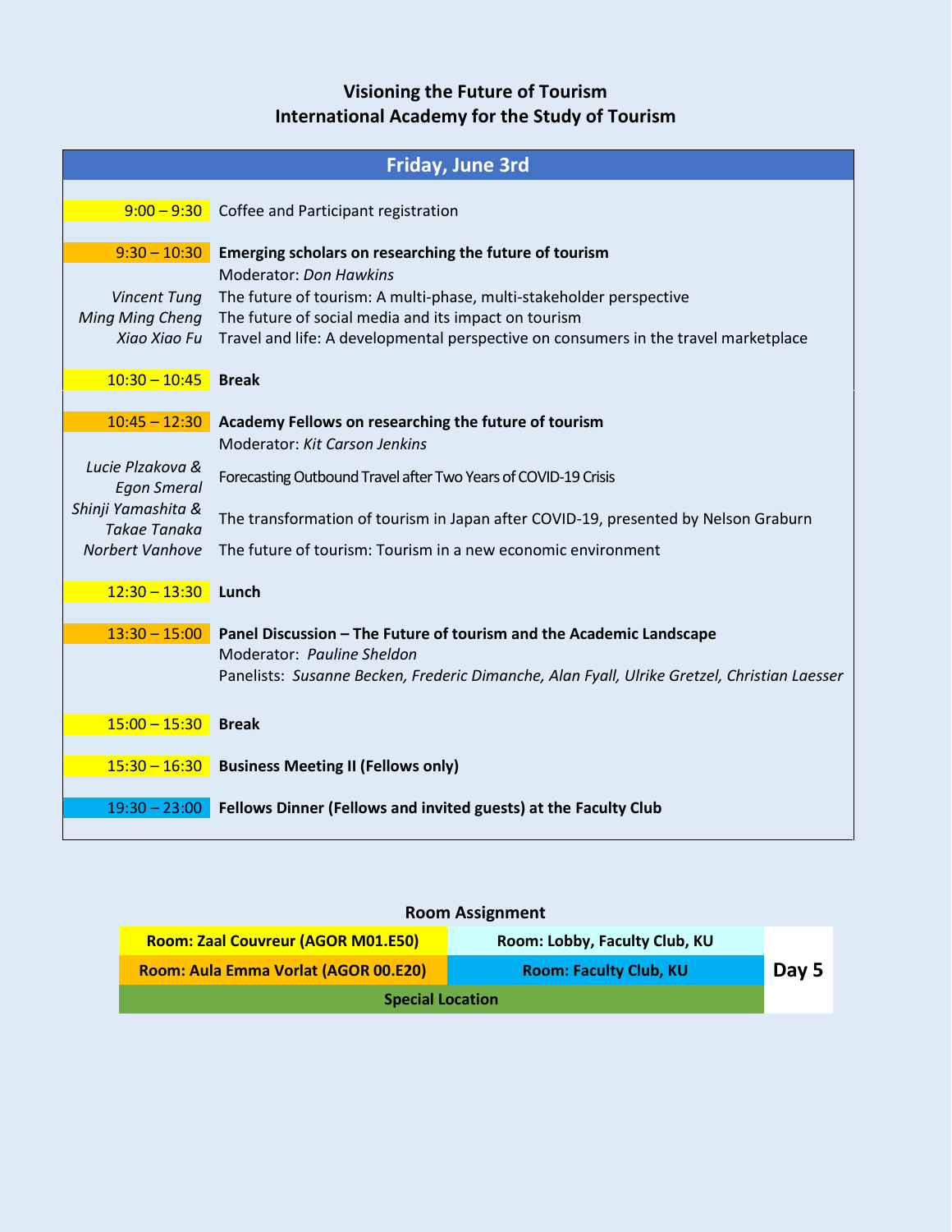# Visioning the Future of Tourism
## International Academy for the Study of Tourism

| Friday, June 3rd | |
|---|---|
| 9:00 – 9:30 | Coffee and Participant registration |
| 9:30 – 10:30 | **Emerging scholars on researching the future of tourism** |
| | Moderator: *Don Hawkins* |
| *Vincent Tung* | The future of tourism: A multi-phase, multi-stakeholder perspective |
| *Ming Ming Cheng* | The future of social media and its impact on tourism |
| *Xiao Xiao Fu* | Travel and life: A developmental perspective on consumers in the travel marketplace |
| 10:30 – 10:45 | **Break** |
| 10:45 – 12:30 | **Academy Fellows on researching the future of tourism** |
| | Moderator: *Kit Carson Jenkins* |
| *Lucie Plzakova & Egon Smeral* | Forecasting Outbound Travel after Two Years of COVID-19 Crisis |
| *Shinji Yamashita & Takae Tanaka* | The transformation of tourism in Japan after COVID-19, presented by Nelson Graburn |
| *Norbert Vanhove* | The future of tourism: Tourism in a new economic environment |
| 12:30 – 13:30 | **Lunch** |
| 13:30 – 15:00 | **Panel Discussion – The Future of tourism and the Academic Landscape** |
| | Moderator: *Pauline Sheldon* |
| | Panelists: *Susanne Becken, Frederic Dimanche, Alan Fyall, Ulrike Gretzel, Christian Laesser* |
| 15:00 – 15:30 | **Break** |
| 15:30 – 16:30 | **Business Meeting II (Fellows only)** |
| 19:30 – 23:00 | **Fellows Dinner (Fellows and invited guests) at the Faculty Club** |

**Room Assignment**

| Room | Room | |
|---|---|---|
| **Room: Zaal Couvreur (AGOR M01.E50)** | **Room: Lobby, Faculty Club, KU** | **Day 5** |
| **Room: Aula Emma Vorlat (AGOR 00.E20)** | **Room: Faculty Club, KU** | |
| **Special Location** | | |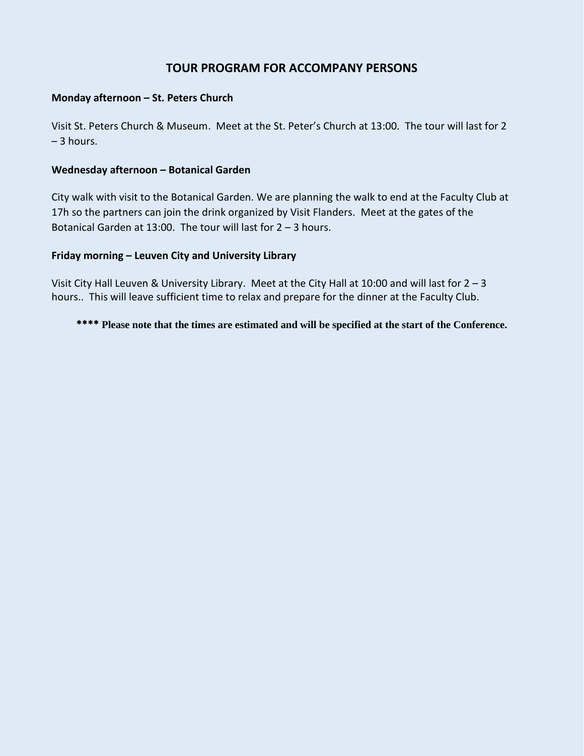# TOUR PROGRAM FOR ACCOMPANY PERSONS

**Monday afternoon – St. Peters Church**

Visit St. Peters Church & Museum. Meet at the St. Peter's Church at 13:00. The tour will last for 2 – 3 hours.

**Wednesday afternoon – Botanical Garden**

City walk with visit to the Botanical Garden. We are planning the walk to end at the Faculty Club at 17h so the partners can join the drink organized by Visit Flanders. Meet at the gates of the Botanical Garden at 13:00. The tour will last for 2 – 3 hours.

**Friday morning – Leuven City and University Library**

Visit City Hall Leuven & University Library. Meet at the City Hall at 10:00 and will last for 2 – 3 hours.. This will leave sufficient time to relax and prepare for the dinner at the Faculty Club.

**\*\*\*\* Please note that the times are estimated and will be specified at the start of the Conference.**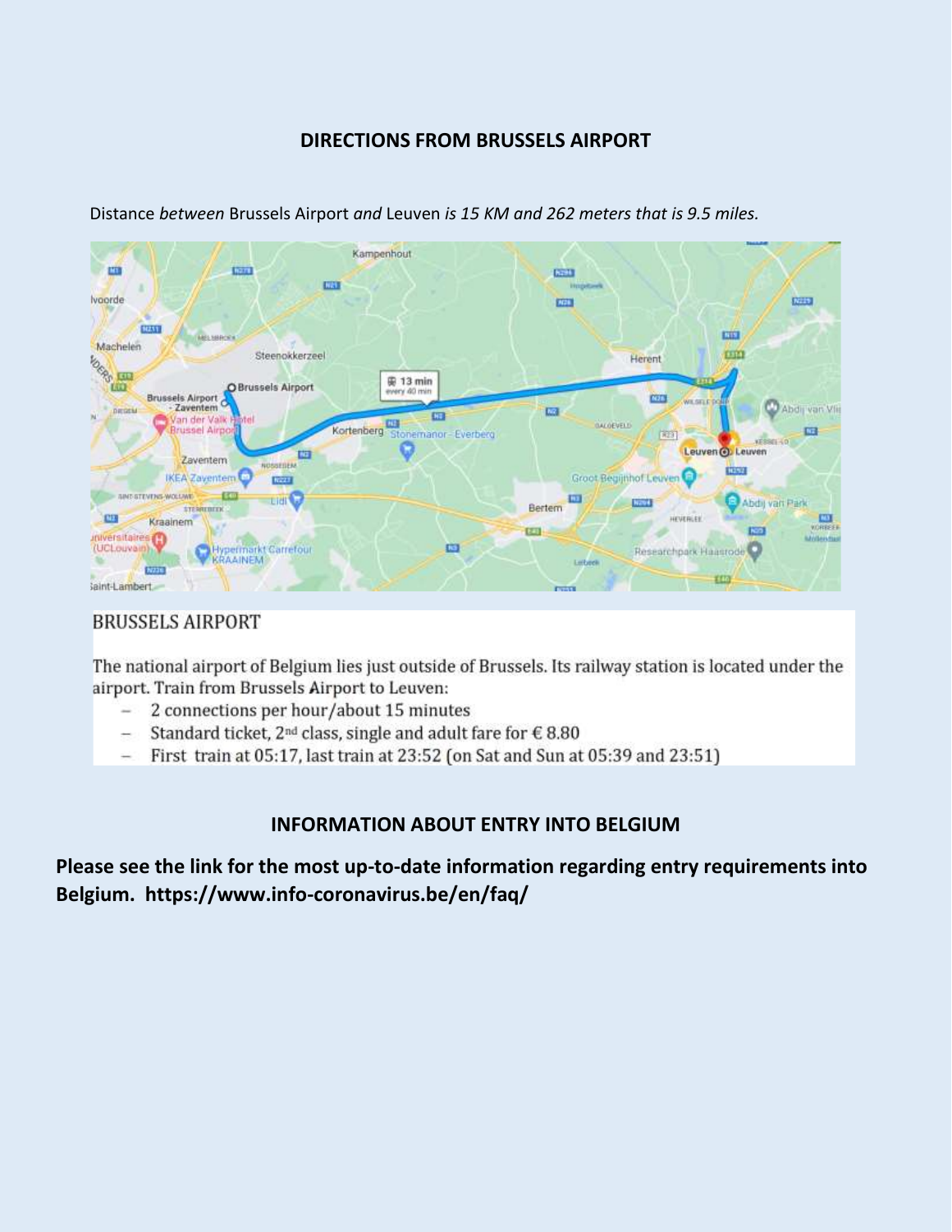## DIRECTIONS FROM BRUSSELS AIRPORT

Distance *between* Brussels Airport *and* Leuven *is 15 KM and 262 meters that is 9.5 miles.*

### BRUSSELS AIRPORT

The national airport of Belgium lies just outside of Brussels. Its railway station is located under the airport. Train from Brussels Airport to Leuven:

- 2 connections per hour/about 15 minutes
- Standard ticket, 2nd class, single and adult fare for € 8.80
- First train at 05:17, last train at 23:52 (on Sat and Sun at 05:39 and 23:51)

## INFORMATION ABOUT ENTRY INTO BELGIUM

**Please see the link for the most up-to-date information regarding entry requirements into Belgium. https://www.info-coronavirus.be/en/faq/**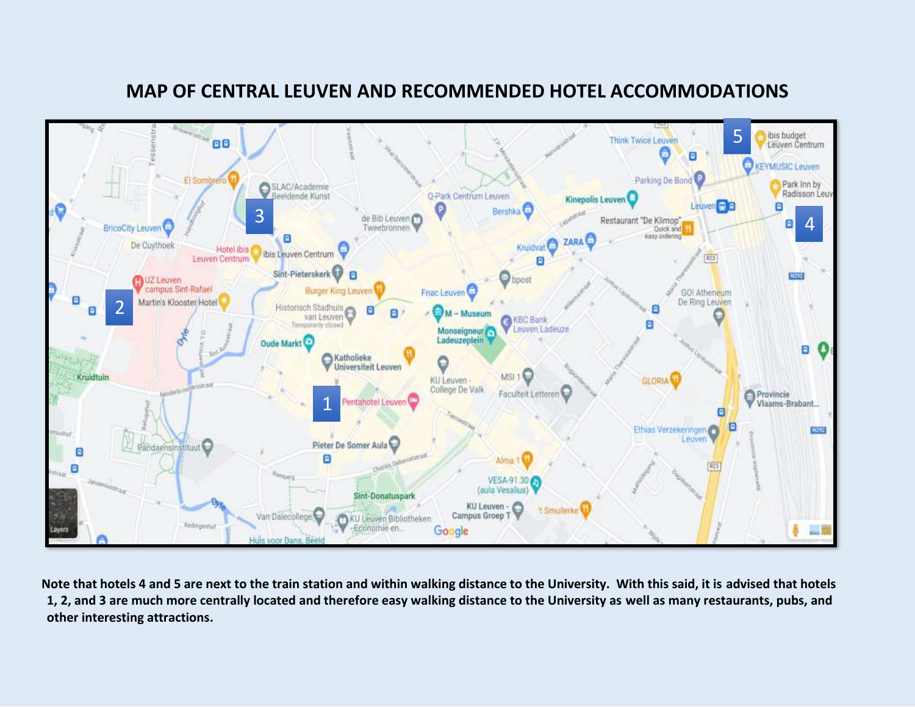# MAP OF CENTRAL LEUVEN AND RECOMMENDED HOTEL ACCOMMODATIONS

**Note that hotels 4 and 5 are next to the train station and within walking distance to the University. With this said, it is advised that hotels 1, 2, and 3 are much more centrally located and therefore easy walking distance to the University as well as many restaurants, pubs, and other interesting attractions.**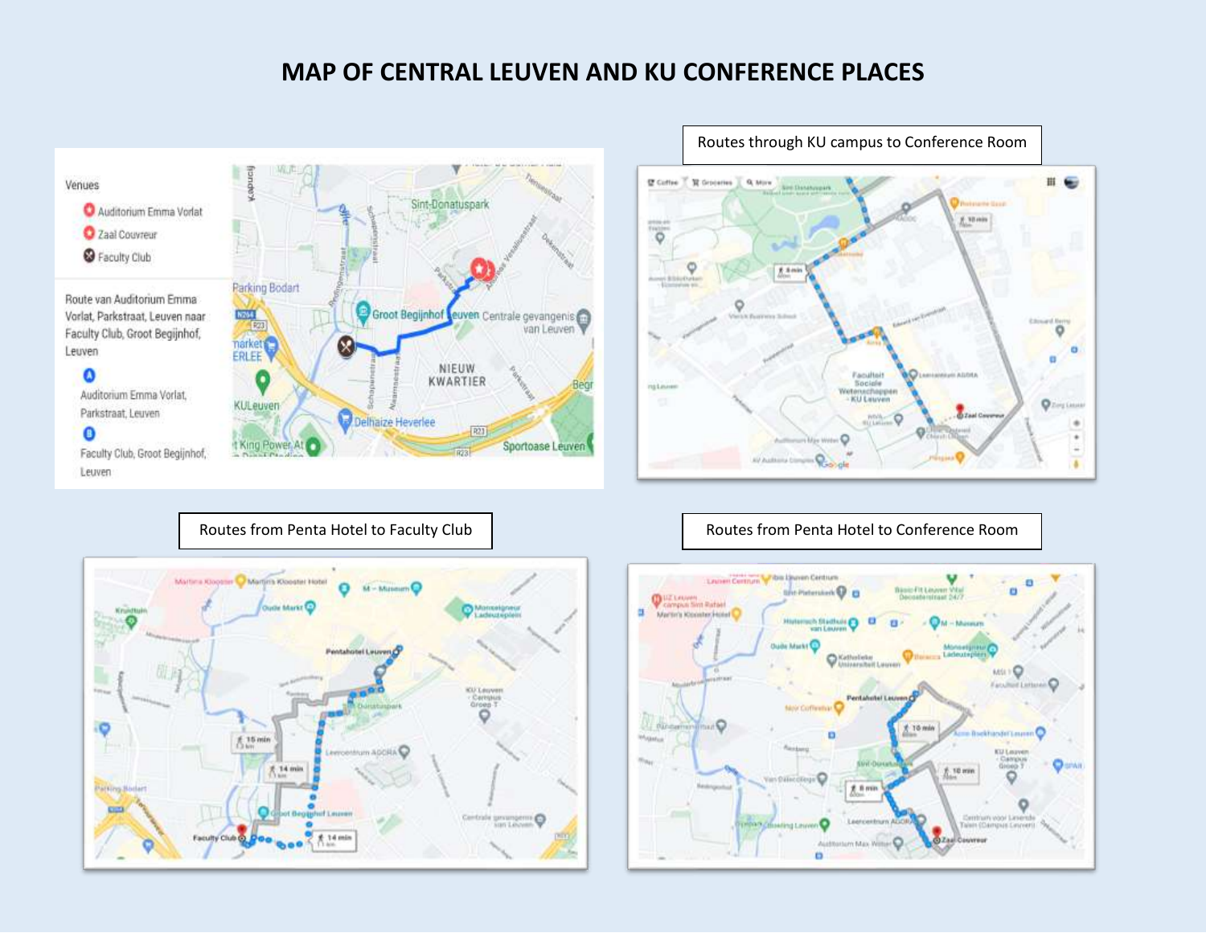# MAP OF CENTRAL LEUVEN AND KU CONFERENCE PLACES

Venues

- Auditorium Emma Vorlat
- Zaal Couvreur
- Faculty Club

Route van Auditorium Emma Vorlat, Parkstraat, Leuven naar Faculty Club, Groot Begijnhof, Leuven

A Auditorium Emma Vorlat, Parkstraat, Leuven

B Faculty Club, Groot Begijnhof, Leuven

Routes through KU campus to Conference Room

Routes from Penta Hotel to Faculty Club

Routes from Penta Hotel to Conference Room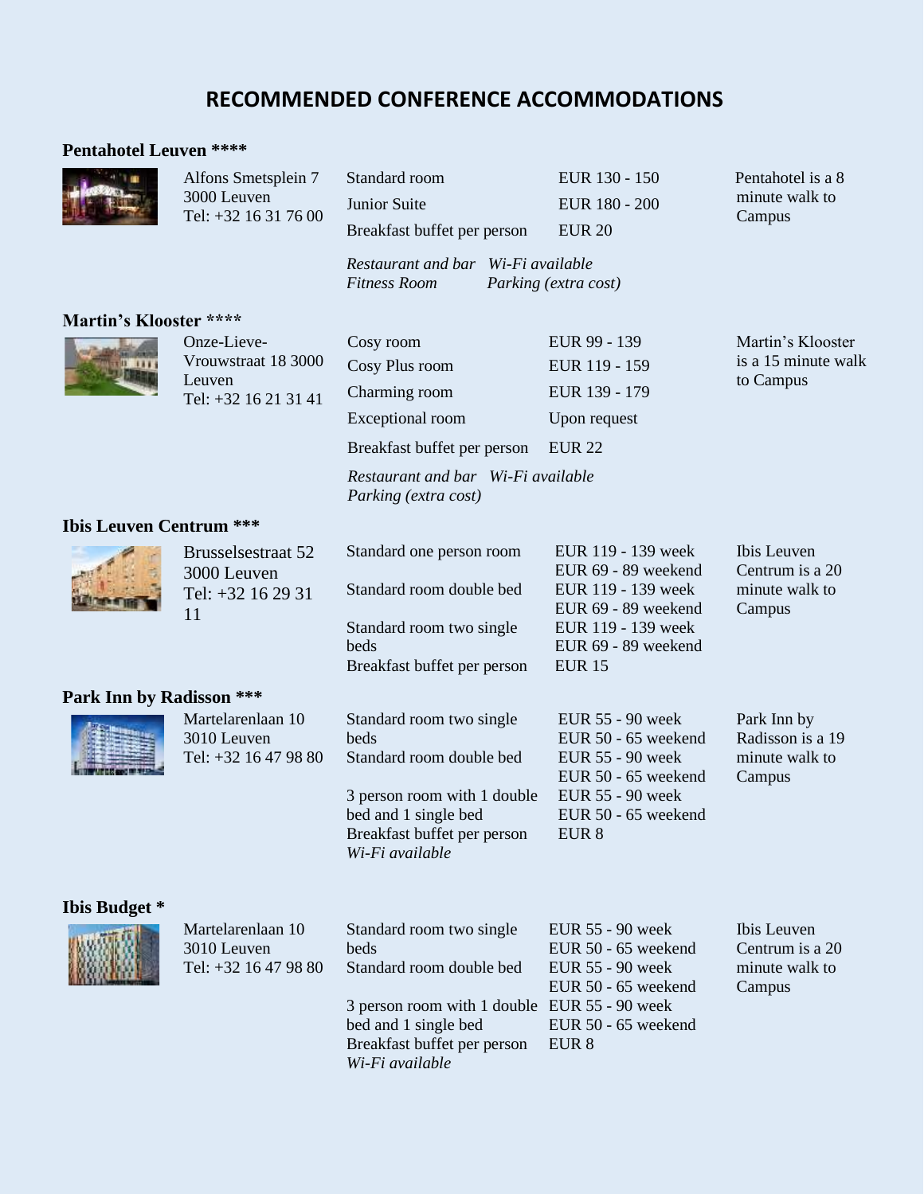# RECOMMENDED CONFERENCE ACCOMMODATIONS

### Pentahotel Leuven ****

Alfons Smetsplein 7
3000 Leuven
Tel: +32 16 31 76 00

| Room | Price |
|---|---|
| Standard room | EUR 130 - 150 |
| Junior Suite | EUR 180 - 200 |
| Breakfast buffet per person | EUR 20 |

*Restaurant and bar* *Wi-Fi available*
*Fitness Room* *Parking (extra cost)*

Pentahotel is a 8 minute walk to Campus

### Martin's Klooster ****

Onze-Lieve-Vrouwstraat 18 3000 Leuven
Tel: +32 16 21 31 41

| Room | Price |
|---|---|
| Cosy room | EUR 99 - 139 |
| Cosy Plus room | EUR 119 - 159 |
| Charming room | EUR 139 - 179 |
| Exceptional room | Upon request |
| Breakfast buffet per person | EUR 22 |

*Restaurant and bar* *Wi-Fi available*
*Parking (extra cost)*

Martin's Klooster is a 15 minute walk to Campus

### Ibis Leuven Centrum ***

Brusselsestraat 52
3000 Leuven
Tel: +32 16 29 31 11

| Room | Price |
|---|---|
| Standard one person room | EUR 119 - 139 week<br>EUR 69 - 89 weekend |
| Standard room double bed | EUR 119 - 139 week<br>EUR 69 - 89 weekend |
| Standard room two single beds | EUR 119 - 139 week<br>EUR 69 - 89 weekend |
| Breakfast buffet per person | EUR 15 |

Ibis Leuven Centrum is a 20 minute walk to Campus

### Park Inn by Radisson ***

Martelarenlaan 10
3010 Leuven
Tel: +32 16 47 98 80

| Room | Price |
|---|---|
| Standard room two single beds | EUR 55 - 90 week<br>EUR 50 - 65 weekend |
| Standard room double bed | EUR 55 - 90 week<br>EUR 50 - 65 weekend |
| 3 person room with 1 double bed and 1 single bed | EUR 55 - 90 week<br>EUR 50 - 65 weekend |
| Breakfast buffet per person | EUR 8 |

*Wi-Fi available*

Park Inn by Radisson is a 19 minute walk to Campus

### Ibis Budget *

Martelarenlaan 10
3010 Leuven
Tel: +32 16 47 98 80

| Room | Price |
|---|---|
| Standard room two single beds | EUR 55 - 90 week<br>EUR 50 - 65 weekend |
| Standard room double bed | EUR 55 - 90 week<br>EUR 50 - 65 weekend |
| 3 person room with 1 double bed and 1 single bed | EUR 55 - 90 week<br>EUR 50 - 65 weekend |
| Breakfast buffet per person | EUR 8 |

*Wi-Fi available*

Ibis Leuven Centrum is a 20 minute walk to Campus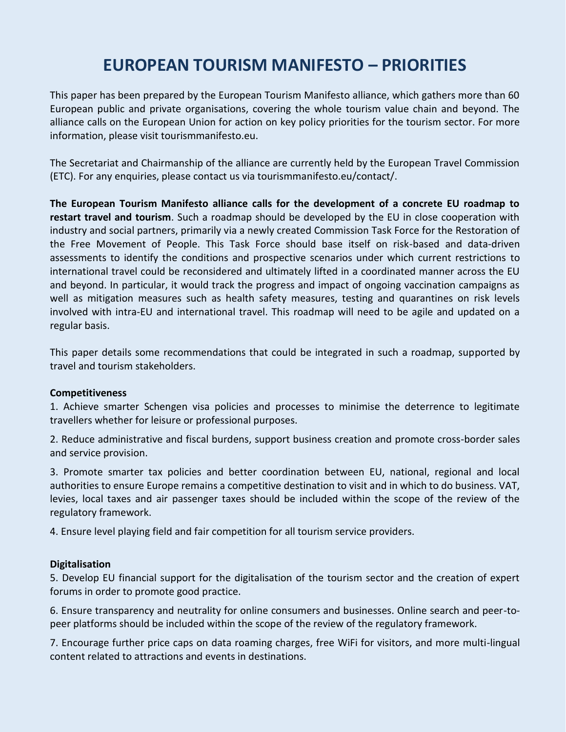# EUROPEAN TOURISM MANIFESTO – PRIORITIES

This paper has been prepared by the European Tourism Manifesto alliance, which gathers more than 60 European public and private organisations, covering the whole tourism value chain and beyond. The alliance calls on the European Union for action on key policy priorities for the tourism sector. For more information, please visit tourismmanifesto.eu.

The Secretariat and Chairmanship of the alliance are currently held by the European Travel Commission (ETC). For any enquiries, please contact us via tourismmanifesto.eu/contact/.

**The European Tourism Manifesto alliance calls for the development of a concrete EU roadmap to restart travel and tourism**. Such a roadmap should be developed by the EU in close cooperation with industry and social partners, primarily via a newly created Commission Task Force for the Restoration of the Free Movement of People. This Task Force should base itself on risk-based and data-driven assessments to identify the conditions and prospective scenarios under which current restrictions to international travel could be reconsidered and ultimately lifted in a coordinated manner across the EU and beyond. In particular, it would track the progress and impact of ongoing vaccination campaigns as well as mitigation measures such as health safety measures, testing and quarantines on risk levels involved with intra-EU and international travel. This roadmap will need to be agile and updated on a regular basis.

This paper details some recommendations that could be integrated in such a roadmap, supported by travel and tourism stakeholders.

**Competitiveness**

1. Achieve smarter Schengen visa policies and processes to minimise the deterrence to legitimate travellers whether for leisure or professional purposes.

2. Reduce administrative and fiscal burdens, support business creation and promote cross-border sales and service provision.

3. Promote smarter tax policies and better coordination between EU, national, regional and local authorities to ensure Europe remains a competitive destination to visit and in which to do business. VAT, levies, local taxes and air passenger taxes should be included within the scope of the review of the regulatory framework.

4. Ensure level playing field and fair competition for all tourism service providers.

**Digitalisation**

5. Develop EU financial support for the digitalisation of the tourism sector and the creation of expert forums in order to promote good practice.

6. Ensure transparency and neutrality for online consumers and businesses. Online search and peer-to-peer platforms should be included within the scope of the review of the regulatory framework.

7. Encourage further price caps on data roaming charges, free WiFi for visitors, and more multi-lingual content related to attractions and events in destinations.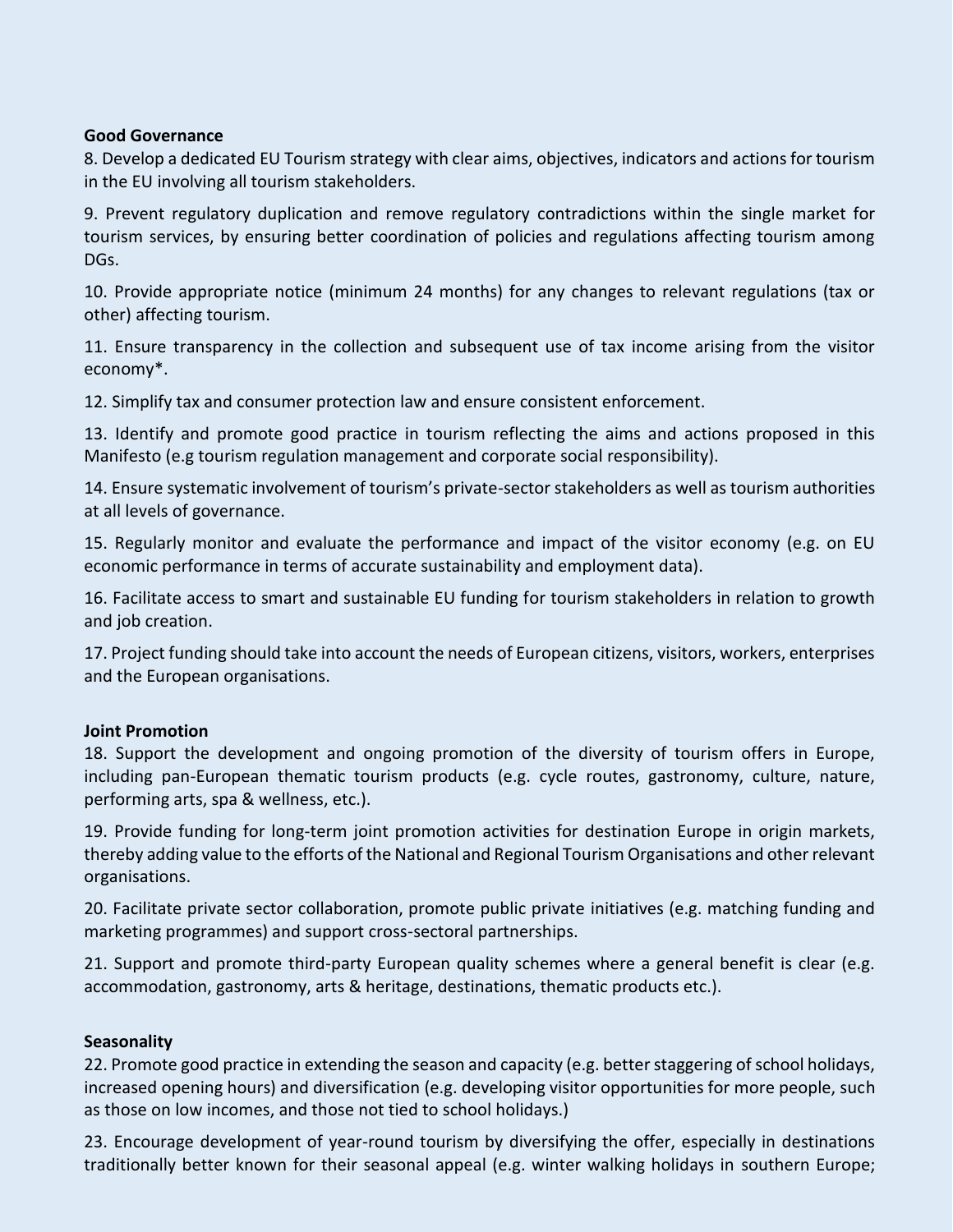**Good Governance**

8. Develop a dedicated EU Tourism strategy with clear aims, objectives, indicators and actions for tourism in the EU involving all tourism stakeholders.

9. Prevent regulatory duplication and remove regulatory contradictions within the single market for tourism services, by ensuring better coordination of policies and regulations affecting tourism among DGs.

10. Provide appropriate notice (minimum 24 months) for any changes to relevant regulations (tax or other) affecting tourism.

11. Ensure transparency in the collection and subsequent use of tax income arising from the visitor economy*.

12. Simplify tax and consumer protection law and ensure consistent enforcement.

13. Identify and promote good practice in tourism reflecting the aims and actions proposed in this Manifesto (e.g tourism regulation management and corporate social responsibility).

14. Ensure systematic involvement of tourism's private-sector stakeholders as well as tourism authorities at all levels of governance.

15. Regularly monitor and evaluate the performance and impact of the visitor economy (e.g. on EU economic performance in terms of accurate sustainability and employment data).

16. Facilitate access to smart and sustainable EU funding for tourism stakeholders in relation to growth and job creation.

17. Project funding should take into account the needs of European citizens, visitors, workers, enterprises and the European organisations.

**Joint Promotion**

18. Support the development and ongoing promotion of the diversity of tourism offers in Europe, including pan-European thematic tourism products (e.g. cycle routes, gastronomy, culture, nature, performing arts, spa & wellness, etc.).

19. Provide funding for long-term joint promotion activities for destination Europe in origin markets, thereby adding value to the efforts of the National and Regional Tourism Organisations and other relevant organisations.

20. Facilitate private sector collaboration, promote public private initiatives (e.g. matching funding and marketing programmes) and support cross-sectoral partnerships.

21. Support and promote third-party European quality schemes where a general benefit is clear (e.g. accommodation, gastronomy, arts & heritage, destinations, thematic products etc.).

**Seasonality**

22. Promote good practice in extending the season and capacity (e.g. better staggering of school holidays, increased opening hours) and diversification (e.g. developing visitor opportunities for more people, such as those on low incomes, and those not tied to school holidays.)

23. Encourage development of year-round tourism by diversifying the offer, especially in destinations traditionally better known for their seasonal appeal (e.g. winter walking holidays in southern Europe;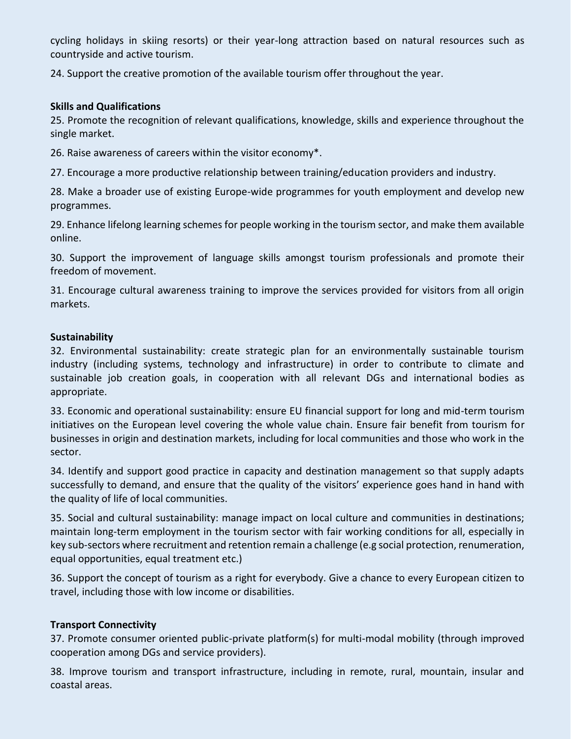cycling holidays in skiing resorts) or their year-long attraction based on natural resources such as countryside and active tourism.

24. Support the creative promotion of the available tourism offer throughout the year.

**Skills and Qualifications**

25. Promote the recognition of relevant qualifications, knowledge, skills and experience throughout the single market.

26. Raise awareness of careers within the visitor economy*.

27. Encourage a more productive relationship between training/education providers and industry.

28. Make a broader use of existing Europe-wide programmes for youth employment and develop new programmes.

29. Enhance lifelong learning schemes for people working in the tourism sector, and make them available online.

30. Support the improvement of language skills amongst tourism professionals and promote their freedom of movement.

31. Encourage cultural awareness training to improve the services provided for visitors from all origin markets.

**Sustainability**

32. Environmental sustainability: create strategic plan for an environmentally sustainable tourism industry (including systems, technology and infrastructure) in order to contribute to climate and sustainable job creation goals, in cooperation with all relevant DGs and international bodies as appropriate.

33. Economic and operational sustainability: ensure EU financial support for long and mid-term tourism initiatives on the European level covering the whole value chain. Ensure fair benefit from tourism for businesses in origin and destination markets, including for local communities and those who work in the sector.

34. Identify and support good practice in capacity and destination management so that supply adapts successfully to demand, and ensure that the quality of the visitors' experience goes hand in hand with the quality of life of local communities.

35. Social and cultural sustainability: manage impact on local culture and communities in destinations; maintain long-term employment in the tourism sector with fair working conditions for all, especially in key sub-sectors where recruitment and retention remain a challenge (e.g social protection, renumeration, equal opportunities, equal treatment etc.)

36. Support the concept of tourism as a right for everybody. Give a chance to every European citizen to travel, including those with low income or disabilities.

**Transport Connectivity**

37. Promote consumer oriented public-private platform(s) for multi-modal mobility (through improved cooperation among DGs and service providers).

38. Improve tourism and transport infrastructure, including in remote, rural, mountain, insular and coastal areas.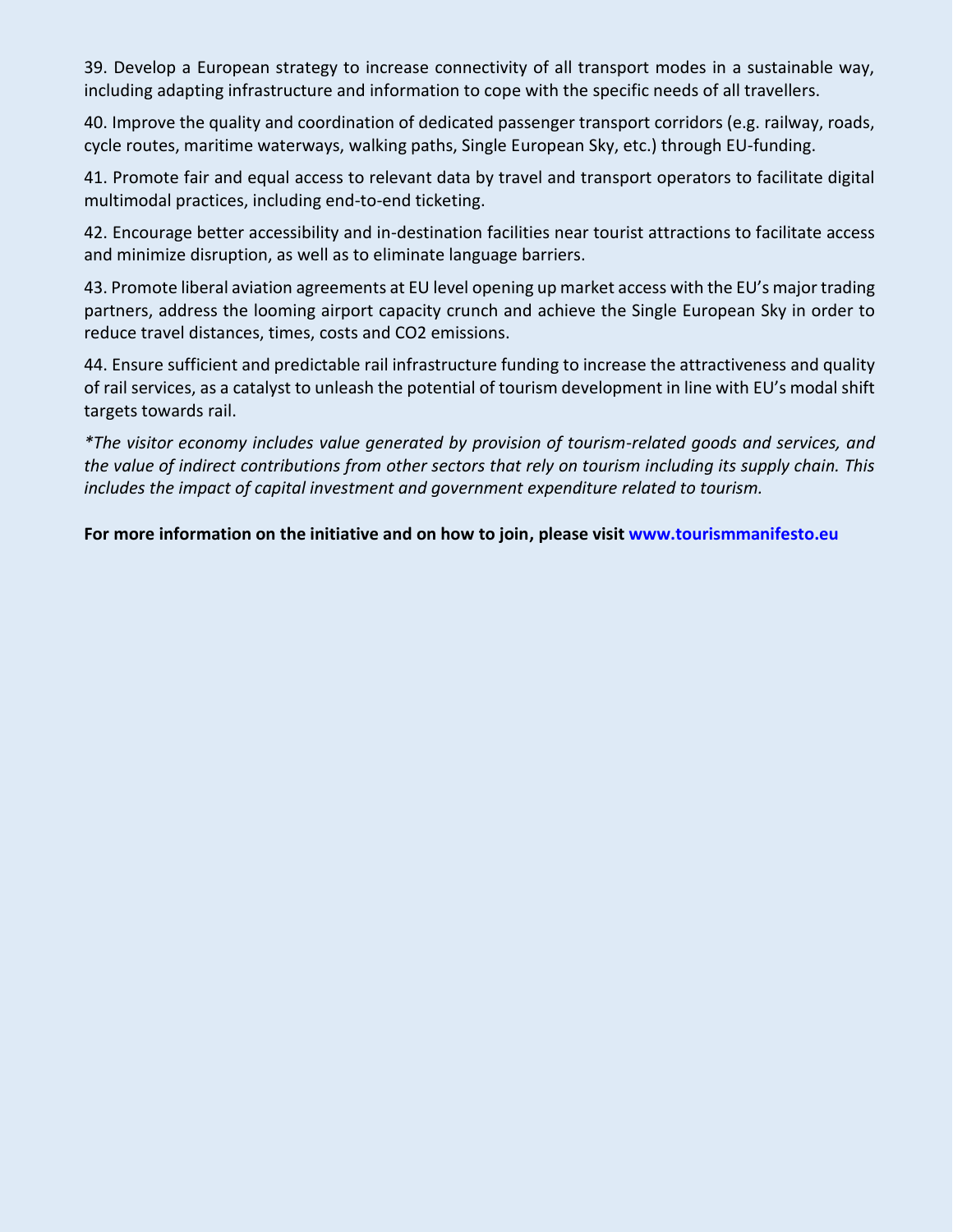39. Develop a European strategy to increase connectivity of all transport modes in a sustainable way, including adapting infrastructure and information to cope with the specific needs of all travellers.

40. Improve the quality and coordination of dedicated passenger transport corridors (e.g. railway, roads, cycle routes, maritime waterways, walking paths, Single European Sky, etc.) through EU-funding.

41. Promote fair and equal access to relevant data by travel and transport operators to facilitate digital multimodal practices, including end-to-end ticketing.

42. Encourage better accessibility and in-destination facilities near tourist attractions to facilitate access and minimize disruption, as well as to eliminate language barriers.

43. Promote liberal aviation agreements at EU level opening up market access with the EU's major trading partners, address the looming airport capacity crunch and achieve the Single European Sky in order to reduce travel distances, times, costs and $CO_2$ emissions.

44. Ensure sufficient and predictable rail infrastructure funding to increase the attractiveness and quality of rail services, as a catalyst to unleash the potential of tourism development in line with EU's modal shift targets towards rail.

*\*The visitor economy includes value generated by provision of tourism-related goods and services, and the value of indirect contributions from other sectors that rely on tourism including its supply chain. This includes the impact of capital investment and government expenditure related to tourism.*

**For more information on the initiative and on how to join, please visit www.tourismmanifesto.eu**